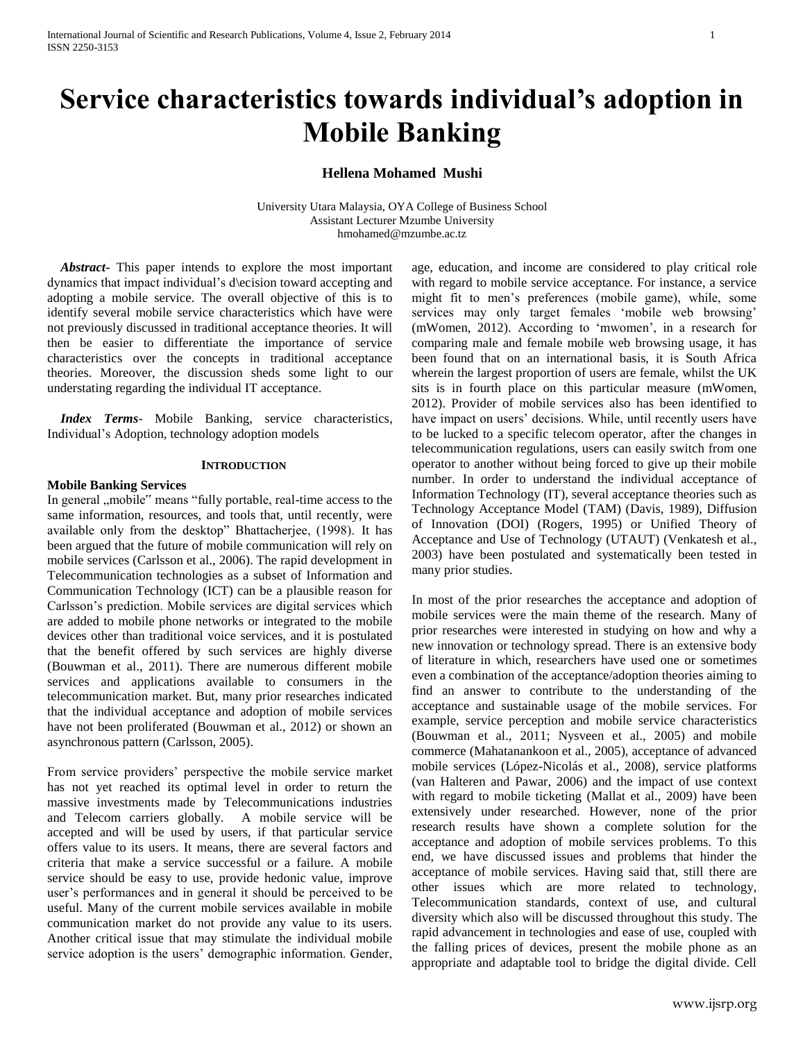# Service characteristics towards individual's adoption in Mobile Banking

**Hellena Mohamed Mushi**

University Utara Malaysia, OYA College of Business School
Assistant Lecturer Mzumbe University
hmohamed@mzumbe.ac.tz

***Abstract***- This paper intends to explore the most important dynamics that impact individual's d\ecision toward accepting and adopting a mobile service. The overall objective of this is to identify several mobile service characteristics which have were not previously discussed in traditional acceptance theories. It will then be easier to differentiate the importance of service characteristics over the concepts in traditional acceptance theories. Moreover, the discussion sheds some light to our understating regarding the individual IT acceptance.

***Index Terms***- Mobile Banking, service characteristics, Individual's Adoption, technology adoption models

## INTRODUCTION

### Mobile Banking Services

In general „mobile" means "fully portable, real-time access to the same information, resources, and tools that, until recently, were available only from the desktop" Bhattacherjee, (1998). It has been argued that the future of mobile communication will rely on mobile services (Carlsson et al., 2006). The rapid development in Telecommunication technologies as a subset of Information and Communication Technology (ICT) can be a plausible reason for Carlsson's prediction. Mobile services are digital services which are added to mobile phone networks or integrated to the mobile devices other than traditional voice services, and it is postulated that the benefit offered by such services are highly diverse (Bouwman et al., 2011). There are numerous different mobile services and applications available to consumers in the telecommunication market. But, many prior researches indicated that the individual acceptance and adoption of mobile services have not been proliferated (Bouwman et al., 2012) or shown an asynchronous pattern (Carlsson, 2005).

From service providers' perspective the mobile service market has not yet reached its optimal level in order to return the massive investments made by Telecommunications industries and Telecom carriers globally. A mobile service will be accepted and will be used by users, if that particular service offers value to its users. It means, there are several factors and criteria that make a service successful or a failure. A mobile service should be easy to use, provide hedonic value, improve user's performances and in general it should be perceived to be useful. Many of the current mobile services available in mobile communication market do not provide any value to its users. Another critical issue that may stimulate the individual mobile service adoption is the users' demographic information. Gender, age, education, and income are considered to play critical role with regard to mobile service acceptance. For instance, a service might fit to men's preferences (mobile game), while, some services may only target females 'mobile web browsing' (mWomen, 2012). According to 'mwomen', in a research for comparing male and female mobile web browsing usage, it has been found that on an international basis, it is South Africa wherein the largest proportion of users are female, whilst the UK sits is in fourth place on this particular measure (mWomen, 2012). Provider of mobile services also has been identified to have impact on users' decisions. While, until recently users have to be lucked to a specific telecom operator, after the changes in telecommunication regulations, users can easily switch from one operator to another without being forced to give up their mobile number. In order to understand the individual acceptance of Information Technology (IT), several acceptance theories such as Technology Acceptance Model (TAM) (Davis, 1989), Diffusion of Innovation (DOI) (Rogers, 1995) or Unified Theory of Acceptance and Use of Technology (UTAUT) (Venkatesh et al., 2003) have been postulated and systematically been tested in many prior studies.

In most of the prior researches the acceptance and adoption of mobile services were the main theme of the research. Many of prior researches were interested in studying on how and why a new innovation or technology spread. There is an extensive body of literature in which, researchers have used one or sometimes even a combination of the acceptance/adoption theories aiming to find an answer to contribute to the understanding of the acceptance and sustainable usage of the mobile services. For example, service perception and mobile service characteristics (Bouwman et al., 2011; Nysveen et al., 2005) and mobile commerce (Mahatanankoon et al., 2005), acceptance of advanced mobile services (López-Nicolás et al., 2008), service platforms (van Halteren and Pawar, 2006) and the impact of use context with regard to mobile ticketing (Mallat et al., 2009) have been extensively under researched. However, none of the prior research results have shown a complete solution for the acceptance and adoption of mobile services problems. To this end, we have discussed issues and problems that hinder the acceptance of mobile services. Having said that, still there are other issues which are more related to technology, Telecommunication standards, context of use, and cultural diversity which also will be discussed throughout this study. The rapid advancement in technologies and ease of use, coupled with the falling prices of devices, present the mobile phone as an appropriate and adaptable tool to bridge the digital divide. Cell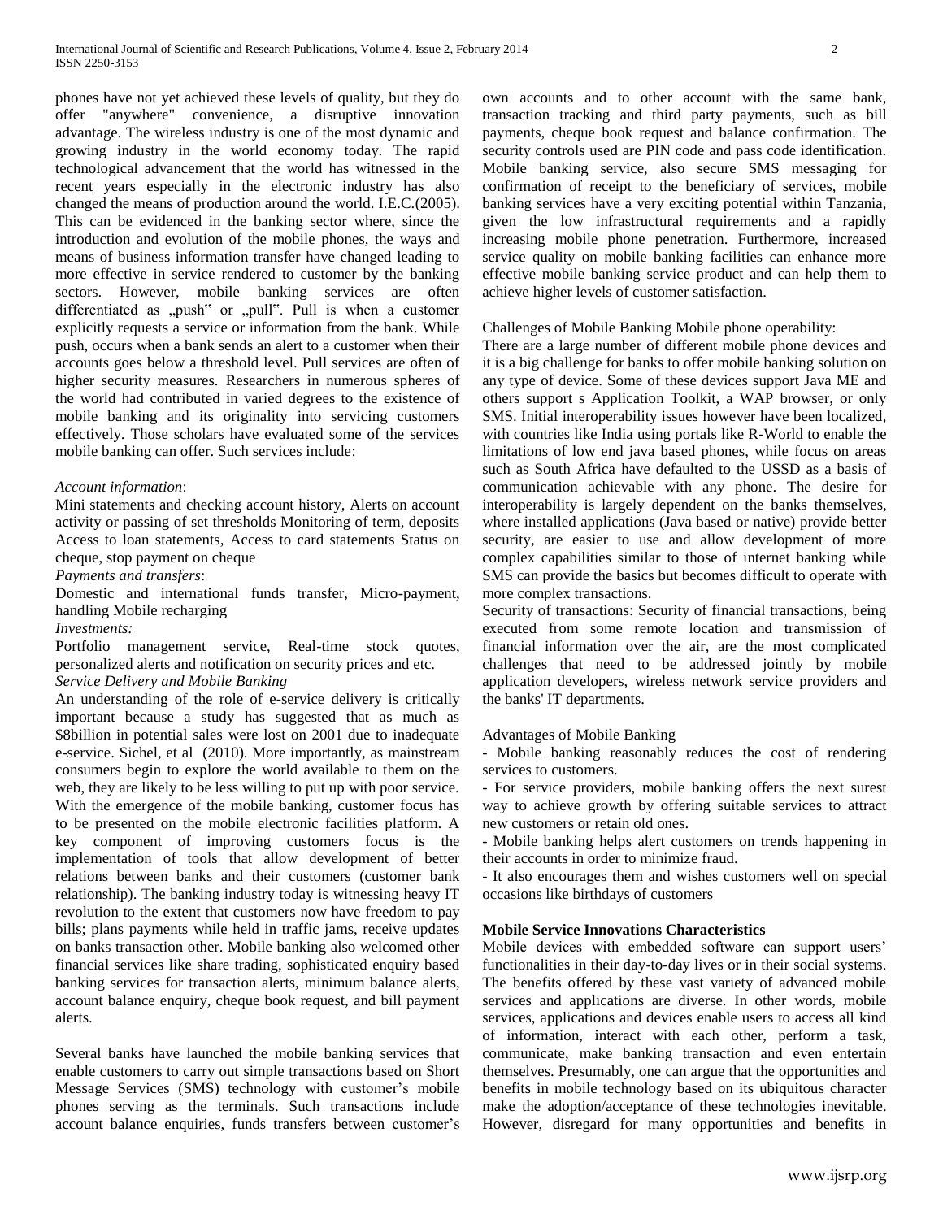phones have not yet achieved these levels of quality, but they do offer "anywhere" convenience, a disruptive innovation advantage. The wireless industry is one of the most dynamic and growing industry in the world economy today. The rapid technological advancement that the world has witnessed in the recent years especially in the electronic industry has also changed the means of production around the world. I.E.C.(2005). This can be evidenced in the banking sector where, since the introduction and evolution of the mobile phones, the ways and means of business information transfer have changed leading to more effective in service rendered to customer by the banking sectors. However, mobile banking services are often differentiated as „push" or „pull". Pull is when a customer explicitly requests a service or information from the bank. While push, occurs when a bank sends an alert to a customer when their accounts goes below a threshold level. Pull services are often of higher security measures. Researchers in numerous spheres of the world had contributed in varied degrees to the existence of mobile banking and its originality into servicing customers effectively. Those scholars have evaluated some of the services mobile banking can offer. Such services include:

*Account information*:

Mini statements and checking account history, Alerts on account activity or passing of set thresholds Monitoring of term, deposits Access to loan statements, Access to card statements Status on cheque, stop payment on cheque

*Payments and transfers*:

Domestic and international funds transfer, Micro-payment, handling Mobile recharging

*Investments:*

Portfolio management service, Real-time stock quotes, personalized alerts and notification on security prices and etc.

*Service Delivery and Mobile Banking*

An understanding of the role of e-service delivery is critically important because a study has suggested that as much as \$8billion in potential sales were lost on 2001 due to inadequate e-service. Sichel, et al (2010). More importantly, as mainstream consumers begin to explore the world available to them on the web, they are likely to be less willing to put up with poor service. With the emergence of the mobile banking, customer focus has to be presented on the mobile electronic facilities platform. A key component of improving customers focus is the implementation of tools that allow development of better relations between banks and their customers (customer bank relationship). The banking industry today is witnessing heavy IT revolution to the extent that customers now have freedom to pay bills; plans payments while held in traffic jams, receive updates on banks transaction other. Mobile banking also welcomed other financial services like share trading, sophisticated enquiry based banking services for transaction alerts, minimum balance alerts, account balance enquiry, cheque book request, and bill payment alerts.

Several banks have launched the mobile banking services that enable customers to carry out simple transactions based on Short Message Services (SMS) technology with customer's mobile phones serving as the terminals. Such transactions include account balance enquiries, funds transfers between customer's own accounts and to other account with the same bank, transaction tracking and third party payments, such as bill payments, cheque book request and balance confirmation. The security controls used are PIN code and pass code identification. Mobile banking service, also secure SMS messaging for confirmation of receipt to the beneficiary of services, mobile banking services have a very exciting potential within Tanzania, given the low infrastructural requirements and a rapidly increasing mobile phone penetration. Furthermore, increased service quality on mobile banking facilities can enhance more effective mobile banking service product and can help them to achieve higher levels of customer satisfaction.

Challenges of Mobile Banking Mobile phone operability:

There are a large number of different mobile phone devices and it is a big challenge for banks to offer mobile banking solution on any type of device. Some of these devices support Java ME and others support s Application Toolkit, a WAP browser, or only SMS. Initial interoperability issues however have been localized, with countries like India using portals like R-World to enable the limitations of low end java based phones, while focus on areas such as South Africa have defaulted to the USSD as a basis of communication achievable with any phone. The desire for interoperability is largely dependent on the banks themselves, where installed applications (Java based or native) provide better security, are easier to use and allow development of more complex capabilities similar to those of internet banking while SMS can provide the basics but becomes difficult to operate with more complex transactions.

Security of transactions: Security of financial transactions, being executed from some remote location and transmission of financial information over the air, are the most complicated challenges that need to be addressed jointly by mobile application developers, wireless network service providers and the banks' IT departments.

Advantages of Mobile Banking

- Mobile banking reasonably reduces the cost of rendering services to customers.
- For service providers, mobile banking offers the next surest way to achieve growth by offering suitable services to attract new customers or retain old ones.
- Mobile banking helps alert customers on trends happening in their accounts in order to minimize fraud.
- It also encourages them and wishes customers well on special occasions like birthdays of customers

**Mobile Service Innovations Characteristics**

Mobile devices with embedded software can support users' functionalities in their day-to-day lives or in their social systems. The benefits offered by these vast variety of advanced mobile services and applications are diverse. In other words, mobile services, applications and devices enable users to access all kind of information, interact with each other, perform a task, communicate, make banking transaction and even entertain themselves. Presumably, one can argue that the opportunities and benefits in mobile technology based on its ubiquitous character make the adoption/acceptance of these technologies inevitable. However, disregard for many opportunities and benefits in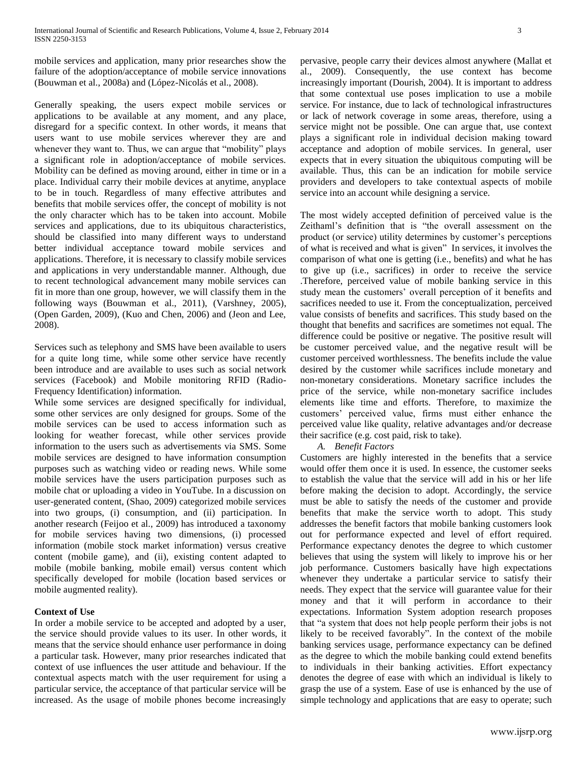mobile services and application, many prior researches show the failure of the adoption/acceptance of mobile service innovations (Bouwman et al., 2008a) and (López-Nicolás et al., 2008).

Generally speaking, the users expect mobile services or applications to be available at any moment, and any place, disregard for a specific context. In other words, it means that users want to use mobile services wherever they are and whenever they want to. Thus, we can argue that "mobility" plays a significant role in adoption/acceptance of mobile services. Mobility can be defined as moving around, either in time or in a place. Individual carry their mobile devices at anytime, anyplace to be in touch. Regardless of many effective attributes and benefits that mobile services offer, the concept of mobility is not the only character which has to be taken into account. Mobile services and applications, due to its ubiquitous characteristics, should be classified into many different ways to understand better individual acceptance toward mobile services and applications. Therefore, it is necessary to classify mobile services and applications in very understandable manner. Although, due to recent technological advancement many mobile services can fit in more than one group, however, we will classify them in the following ways (Bouwman et al., 2011), (Varshney, 2005), (Open Garden, 2009), (Kuo and Chen, 2006) and (Jeon and Lee, 2008).

Services such as telephony and SMS have been available to users for a quite long time, while some other service have recently been introduce and are available to uses such as social network services (Facebook) and Mobile monitoring RFID (Radio-Frequency Identification) information.

While some services are designed specifically for individual, some other services are only designed for groups. Some of the mobile services can be used to access information such as looking for weather forecast, while other services provide information to the users such as advertisements via SMS. Some mobile services are designed to have information consumption purposes such as watching video or reading news. While some mobile services have the users participation purposes such as mobile chat or uploading a video in YouTube. In a discussion on user-generated content, (Shao, 2009) categorized mobile services into two groups, (i) consumption, and (ii) participation. In another research (Feijoo et al., 2009) has introduced a taxonomy for mobile services having two dimensions, (i) processed information (mobile stock market information) versus creative content (mobile game), and (ii), existing content adapted to mobile (mobile banking, mobile email) versus content which specifically developed for mobile (location based services or mobile augmented reality).

**Context of Use**

In order a mobile service to be accepted and adopted by a user, the service should provide values to its user. In other words, it means that the service should enhance user performance in doing a particular task. However, many prior researches indicated that context of use influences the user attitude and behaviour. If the contextual aspects match with the user requirement for using a particular service, the acceptance of that particular service will be increased. As the usage of mobile phones become increasingly pervasive, people carry their devices almost anywhere (Mallat et al., 2009). Consequently, the use context has become increasingly important (Dourish, 2004). It is important to address that some contextual use poses implication to use a mobile service. For instance, due to lack of technological infrastructures or lack of network coverage in some areas, therefore, using a service might not be possible. One can argue that, use context plays a significant role in individual decision making toward acceptance and adoption of mobile services. In general, user expects that in every situation the ubiquitous computing will be available. Thus, this can be an indication for mobile service providers and developers to take contextual aspects of mobile service into an account while designing a service.

The most widely accepted definition of perceived value is the Zeithaml's definition that is "the overall assessment on the product (or service) utility determines by customer's perceptions of what is received and what is given" In services, it involves the comparison of what one is getting (i.e., benefits) and what he has to give up (i.e., sacrifices) in order to receive the service .Therefore, perceived value of mobile banking service in this study mean the customers' overall perception of it benefits and sacrifices needed to use it. From the conceptualization, perceived value consists of benefits and sacrifices. This study based on the thought that benefits and sacrifices are sometimes not equal. The difference could be positive or negative. The positive result will be customer perceived value, and the negative result will be customer perceived worthlessness. The benefits include the value desired by the customer while sacrifices include monetary and non-monetary considerations. Monetary sacrifice includes the price of the service, while non-monetary sacrifice includes elements like time and efforts. Therefore, to maximize the customers' perceived value, firms must either enhance the perceived value like quality, relative advantages and/or decrease their sacrifice (e.g. cost paid, risk to take).

*A. Benefit Factors*

Customers are highly interested in the benefits that a service would offer them once it is used. In essence, the customer seeks to establish the value that the service will add in his or her life before making the decision to adopt. Accordingly, the service must be able to satisfy the needs of the customer and provide benefits that make the service worth to adopt. This study addresses the benefit factors that mobile banking customers look out for performance expected and level of effort required. Performance expectancy denotes the degree to which customer believes that using the system will likely to improve his or her job performance. Customers basically have high expectations whenever they undertake a particular service to satisfy their needs. They expect that the service will guarantee value for their money and that it will perform in accordance to their expectations. Information System adoption research proposes that "a system that does not help people perform their jobs is not likely to be received favorably". In the context of the mobile banking services usage, performance expectancy can be defined as the degree to which the mobile banking could extend benefits to individuals in their banking activities. Effort expectancy denotes the degree of ease with which an individual is likely to grasp the use of a system. Ease of use is enhanced by the use of simple technology and applications that are easy to operate; such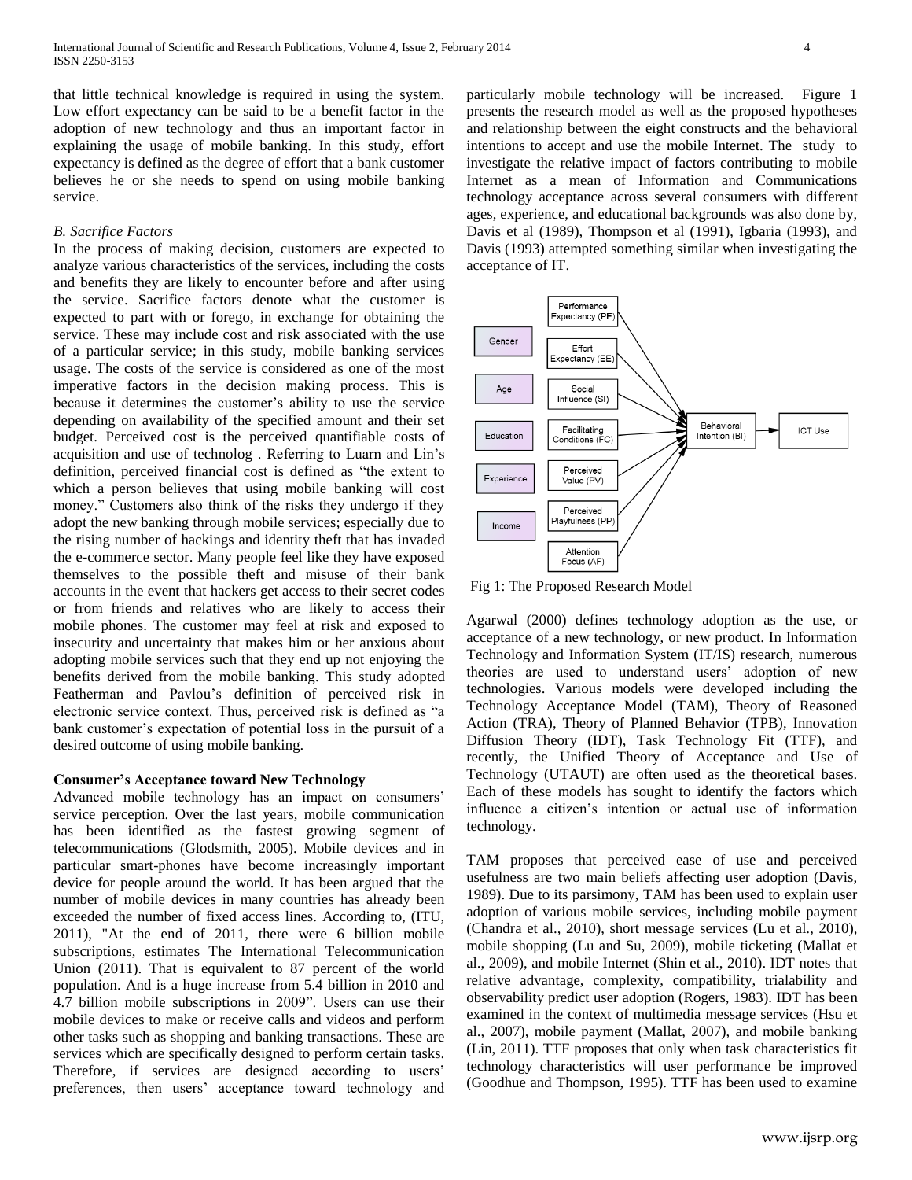that little technical knowledge is required in using the system. Low effort expectancy can be said to be a benefit factor in the adoption of new technology and thus an important factor in explaining the usage of mobile banking. In this study, effort expectancy is defined as the degree of effort that a bank customer believes he or she needs to spend on using mobile banking service.

### *B. Sacrifice Factors*

In the process of making decision, customers are expected to analyze various characteristics of the services, including the costs and benefits they are likely to encounter before and after using the service. Sacrifice factors denote what the customer is expected to part with or forego, in exchange for obtaining the service. These may include cost and risk associated with the use of a particular service; in this study, mobile banking services usage. The costs of the service is considered as one of the most imperative factors in the decision making process. This is because it determines the customer's ability to use the service depending on availability of the specified amount and their set budget. Perceived cost is the perceived quantifiable costs of acquisition and use of technolog . Referring to Luarn and Lin's definition, perceived financial cost is defined as "the extent to which a person believes that using mobile banking will cost money." Customers also think of the risks they undergo if they adopt the new banking through mobile services; especially due to the rising number of hackings and identity theft that has invaded the e-commerce sector. Many people feel like they have exposed themselves to the possible theft and misuse of their bank accounts in the event that hackers get access to their secret codes or from friends and relatives who are likely to access their mobile phones. The customer may feel at risk and exposed to insecurity and uncertainty that makes him or her anxious about adopting mobile services such that they end up not enjoying the benefits derived from the mobile banking. This study adopted Featherman and Pavlou's definition of perceived risk in electronic service context. Thus, perceived risk is defined as "a bank customer's expectation of potential loss in the pursuit of a desired outcome of using mobile banking.

### **Consumer's Acceptance toward New Technology**

Advanced mobile technology has an impact on consumers' service perception. Over the last years, mobile communication has been identified as the fastest growing segment of telecommunications (Glodsmith, 2005). Mobile devices and in particular smart-phones have become increasingly important device for people around the world. It has been argued that the number of mobile devices in many countries has already been exceeded the number of fixed access lines. According to, (ITU, 2011), "At the end of 2011, there were 6 billion mobile subscriptions, estimates The International Telecommunication Union (2011). That is equivalent to 87 percent of the world population. And is a huge increase from 5.4 billion in 2010 and 4.7 billion mobile subscriptions in 2009". Users can use their mobile devices to make or receive calls and videos and perform other tasks such as shopping and banking transactions. These are services which are specifically designed to perform certain tasks. Therefore, if services are designed according to users' preferences, then users' acceptance toward technology and particularly mobile technology will be increased. Figure 1 presents the research model as well as the proposed hypotheses and relationship between the eight constructs and the behavioral intentions to accept and use the mobile Internet. The study to investigate the relative impact of factors contributing to mobile Internet as a mean of Information and Communications technology acceptance across several consumers with different ages, experience, and educational backgrounds was also done by, Davis et al (1989), Thompson et al (1991), Igbaria (1993), and Davis (1993) attempted something similar when investigating the acceptance of IT.

Gender, Age, Education, Experience, Income

Performance Expectancy (PE), Effort Expectancy (EE), Social Influence (SI), Facilitating Conditions (FC), Perceived Value (PV), Perceived Playfulness (PP), Attention Focus (AF) → Behavioral Intention (BI) → ICT Use

Fig 1: The Proposed Research Model

Agarwal (2000) defines technology adoption as the use, or acceptance of a new technology, or new product. In Information Technology and Information System (IT/IS) research, numerous theories are used to understand users' adoption of new technologies. Various models were developed including the Technology Acceptance Model (TAM), Theory of Reasoned Action (TRA), Theory of Planned Behavior (TPB), Innovation Diffusion Theory (IDT), Task Technology Fit (TTF), and recently, the Unified Theory of Acceptance and Use of Technology (UTAUT) are often used as the theoretical bases. Each of these models has sought to identify the factors which influence a citizen's intention or actual use of information technology.

TAM proposes that perceived ease of use and perceived usefulness are two main beliefs affecting user adoption (Davis, 1989). Due to its parsimony, TAM has been used to explain user adoption of various mobile services, including mobile payment (Chandra et al., 2010), short message services (Lu et al., 2010), mobile shopping (Lu and Su, 2009), mobile ticketing (Mallat et al., 2009), and mobile Internet (Shin et al., 2010). IDT notes that relative advantage, complexity, compatibility, trialability and observability predict user adoption (Rogers, 1983). IDT has been examined in the context of multimedia message services (Hsu et al., 2007), mobile payment (Mallat, 2007), and mobile banking (Lin, 2011). TTF proposes that only when task characteristics fit technology characteristics will user performance be improved (Goodhue and Thompson, 1995). TTF has been used to examine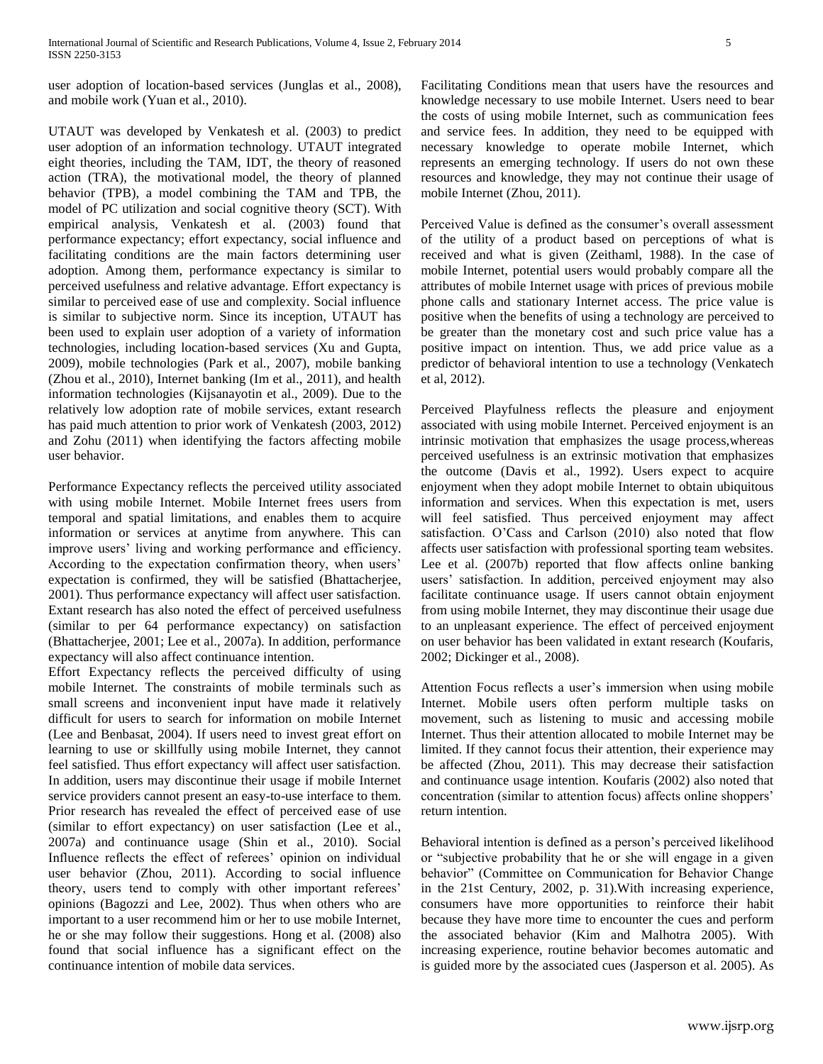user adoption of location-based services (Junglas et al., 2008), and mobile work (Yuan et al., 2010).

UTAUT was developed by Venkatesh et al. (2003) to predict user adoption of an information technology. UTAUT integrated eight theories, including the TAM, IDT, the theory of reasoned action (TRA), the motivational model, the theory of planned behavior (TPB), a model combining the TAM and TPB, the model of PC utilization and social cognitive theory (SCT). With empirical analysis, Venkatesh et al. (2003) found that performance expectancy; effort expectancy, social influence and facilitating conditions are the main factors determining user adoption. Among them, performance expectancy is similar to perceived usefulness and relative advantage. Effort expectancy is similar to perceived ease of use and complexity. Social influence is similar to subjective norm. Since its inception, UTAUT has been used to explain user adoption of a variety of information technologies, including location-based services (Xu and Gupta, 2009), mobile technologies (Park et al., 2007), mobile banking (Zhou et al., 2010), Internet banking (Im et al., 2011), and health information technologies (Kijsanayotin et al., 2009). Due to the relatively low adoption rate of mobile services, extant research has paid much attention to prior work of Venkatesh (2003, 2012) and Zohu (2011) when identifying the factors affecting mobile user behavior.

Performance Expectancy reflects the perceived utility associated with using mobile Internet. Mobile Internet frees users from temporal and spatial limitations, and enables them to acquire information or services at anytime from anywhere. This can improve users' living and working performance and efficiency. According to the expectation confirmation theory, when users' expectation is confirmed, they will be satisfied (Bhattacherjee, 2001). Thus performance expectancy will affect user satisfaction. Extant research has also noted the effect of perceived usefulness (similar to per 64 performance expectancy) on satisfaction (Bhattacherjee, 2001; Lee et al., 2007a). In addition, performance expectancy will also affect continuance intention.

Effort Expectancy reflects the perceived difficulty of using mobile Internet. The constraints of mobile terminals such as small screens and inconvenient input have made it relatively difficult for users to search for information on mobile Internet (Lee and Benbasat, 2004). If users need to invest great effort on learning to use or skillfully using mobile Internet, they cannot feel satisfied. Thus effort expectancy will affect user satisfaction. In addition, users may discontinue their usage if mobile Internet service providers cannot present an easy-to-use interface to them. Prior research has revealed the effect of perceived ease of use (similar to effort expectancy) on user satisfaction (Lee et al., 2007a) and continuance usage (Shin et al., 2010). Social Influence reflects the effect of referees' opinion on individual user behavior (Zhou, 2011). According to social influence theory, users tend to comply with other important referees' opinions (Bagozzi and Lee, 2002). Thus when others who are important to a user recommend him or her to use mobile Internet, he or she may follow their suggestions. Hong et al. (2008) also found that social influence has a significant effect on the continuance intention of mobile data services.

Facilitating Conditions mean that users have the resources and knowledge necessary to use mobile Internet. Users need to bear the costs of using mobile Internet, such as communication fees and service fees. In addition, they need to be equipped with necessary knowledge to operate mobile Internet, which represents an emerging technology. If users do not own these resources and knowledge, they may not continue their usage of mobile Internet (Zhou, 2011).

Perceived Value is defined as the consumer's overall assessment of the utility of a product based on perceptions of what is received and what is given (Zeithaml, 1988). In the case of mobile Internet, potential users would probably compare all the attributes of mobile Internet usage with prices of previous mobile phone calls and stationary Internet access. The price value is positive when the benefits of using a technology are perceived to be greater than the monetary cost and such price value has a positive impact on intention. Thus, we add price value as a predictor of behavioral intention to use a technology (Venkatech et al, 2012).

Perceived Playfulness reflects the pleasure and enjoyment associated with using mobile Internet. Perceived enjoyment is an intrinsic motivation that emphasizes the usage process,whereas perceived usefulness is an extrinsic motivation that emphasizes the outcome (Davis et al., 1992). Users expect to acquire enjoyment when they adopt mobile Internet to obtain ubiquitous information and services. When this expectation is met, users will feel satisfied. Thus perceived enjoyment may affect satisfaction. O'Cass and Carlson (2010) also noted that flow affects user satisfaction with professional sporting team websites. Lee et al. (2007b) reported that flow affects online banking users' satisfaction. In addition, perceived enjoyment may also facilitate continuance usage. If users cannot obtain enjoyment from using mobile Internet, they may discontinue their usage due to an unpleasant experience. The effect of perceived enjoyment on user behavior has been validated in extant research (Koufaris, 2002; Dickinger et al., 2008).

Attention Focus reflects a user's immersion when using mobile Internet. Mobile users often perform multiple tasks on movement, such as listening to music and accessing mobile Internet. Thus their attention allocated to mobile Internet may be limited. If they cannot focus their attention, their experience may be affected (Zhou, 2011). This may decrease their satisfaction and continuance usage intention. Koufaris (2002) also noted that concentration (similar to attention focus) affects online shoppers' return intention.

Behavioral intention is defined as a person's perceived likelihood or "subjective probability that he or she will engage in a given behavior" (Committee on Communication for Behavior Change in the 21st Century, 2002, p. 31).With increasing experience, consumers have more opportunities to reinforce their habit because they have more time to encounter the cues and perform the associated behavior (Kim and Malhotra 2005). With increasing experience, routine behavior becomes automatic and is guided more by the associated cues (Jasperson et al. 2005). As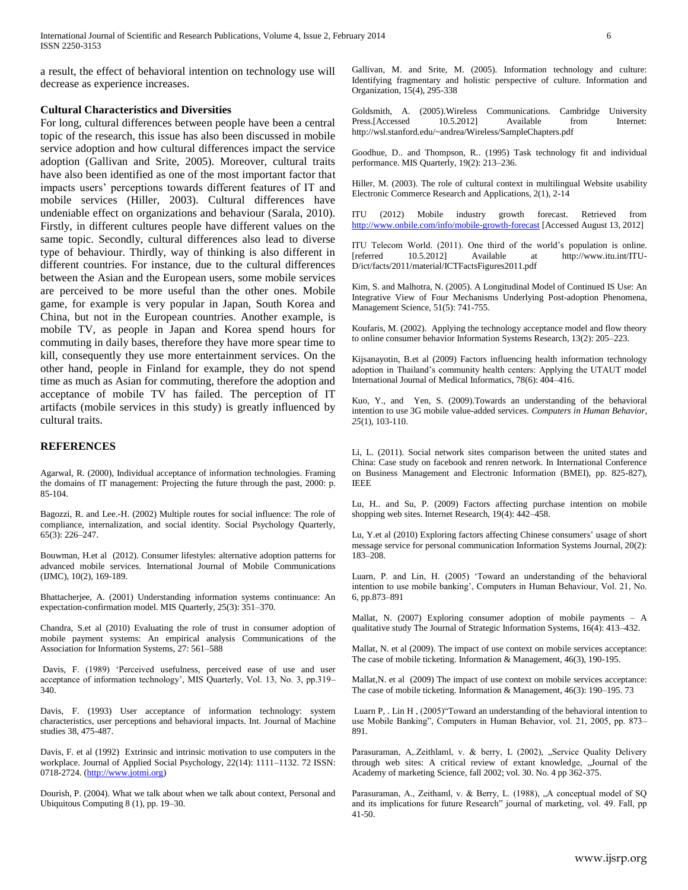a result, the effect of behavioral intention on technology use will decrease as experience increases.

### Cultural Characteristics and Diversities

For long, cultural differences between people have been a central topic of the research, this issue has also been discussed in mobile service adoption and how cultural differences impact the service adoption (Gallivan and Srite, 2005). Moreover, cultural traits have also been identified as one of the most important factor that impacts users' perceptions towards different features of IT and mobile services (Hiller, 2003). Cultural differences have undeniable effect on organizations and behaviour (Sarala, 2010). Firstly, in different cultures people have different values on the same topic. Secondly, cultural differences also lead to diverse type of behaviour. Thirdly, way of thinking is also different in different countries. For instance, due to the cultural differences between the Asian and the European users, some mobile services are perceived to be more useful than the other ones. Mobile game, for example is very popular in Japan, South Korea and China, but not in the European countries. Another example, is mobile TV, as people in Japan and Korea spend hours for commuting in daily bases, therefore they have more spear time to kill, consequently they use more entertainment services. On the other hand, people in Finland for example, they do not spend time as much as Asian for commuting, therefore the adoption and acceptance of mobile TV has failed. The perception of IT artifacts (mobile services in this study) is greatly influenced by cultural traits.

## REFERENCES

Agarwal, R. (2000), Individual acceptance of information technologies. Framing the domains of IT management: Projecting the future through the past, 2000: p. 85-104.

Bagozzi, R. and Lee.-H. (2002) Multiple routes for social influence: The role of compliance, internalization, and social identity. Social Psychology Quarterly, 65(3): 226–247.

Bouwman, H.et al (2012). Consumer lifestyles: alternative adoption patterns for advanced mobile services. International Journal of Mobile Communications (IJMC), 10(2), 169-189.

Bhattacherjee, A. (2001) Understanding information systems continuance: An expectation-confirmation model. MIS Quarterly, 25(3): 351–370.

Chandra, S.et al (2010) Evaluating the role of trust in consumer adoption of mobile payment systems: An empirical analysis Communications of the Association for Information Systems, 27: 561–588

Davis, F. (1989) 'Perceived usefulness, perceived ease of use and user acceptance of information technology', MIS Quarterly, Vol. 13, No. 3, pp.319–340.

Davis, F. (1993) User acceptance of information technology: system characteristics, user perceptions and behavioral impacts. Int. Journal of Machine studies 38, 475-487.

Davis, F. et al (1992) Extrinsic and intrinsic motivation to use computers in the workplace. Journal of Applied Social Psychology, 22(14): 1111–1132. 72 ISSN: 0718-2724. (http://www.jotmi.org)

Dourish, P. (2004). What we talk about when we talk about context, Personal and Ubiquitous Computing 8 (1), pp. 19–30.

Gallivan, M. and Srite, M. (2005). Information technology and culture: Identifying fragmentary and holistic perspective of culture. Information and Organization, 15(4), 295-338

Goldsmith, A. (2005).Wireless Communications. Cambridge University Press.[Accessed 10.5.2012] Available from Internet: http://wsl.stanford.edu/~andrea/Wireless/SampleChapters.pdf

Goodhue, D.. and Thompson, R.. (1995) Task technology fit and individual performance. MIS Quarterly, 19(2): 213–236.

Hiller, M. (2003). The role of cultural context in multilingual Website usability Electronic Commerce Research and Applications, 2(1), 2-14

ITU (2012) Mobile industry growth forecast. Retrieved from http://www.onbile.com/info/mobile-growth-forecast [Accessed August 13, 2012]

ITU Telecom World. (2011). One third of the world's population is online. [referred 10.5.2012] Available at http://www.itu.int/ITU-D/ict/facts/2011/material/ICTFactsFigures2011.pdf

Kim, S. and Malhotra, N. (2005). A Longitudinal Model of Continued IS Use: An Integrative View of Four Mechanisms Underlying Post-adoption Phenomena, Management Science, 51(5): 741-755.

Koufaris, M. (2002). Applying the technology acceptance model and flow theory to online consumer behavior Information Systems Research, 13(2): 205–223.

Kijsanayotin, B.et al (2009) Factors influencing health information technology adoption in Thailand's community health centers: Applying the UTAUT model International Journal of Medical Informatics, 78(6): 404–416.

Kuo, Y., and Yen, S. (2009).Towards an understanding of the behavioral intention to use 3G mobile value-added services. *Computers in Human Behavior*, *25*(1), 103-110.

Li, L. (2011). Social network sites comparison between the united states and China: Case study on facebook and renren network. In International Conference on Business Management and Electronic Information (BMEI), pp. 825-827), IEEE

Lu, H.. and Su, P. (2009) Factors affecting purchase intention on mobile shopping web sites. Internet Research, 19(4): 442–458.

Lu, Y.et al (2010) Exploring factors affecting Chinese consumers' usage of short message service for personal communication Information Systems Journal, 20(2): 183–208.

Luarn, P. and Lin, H. (2005) 'Toward an understanding of the behavioral intention to use mobile banking', Computers in Human Behaviour, Vol. 21, No. 6, pp.873–891

Mallat, N. (2007) Exploring consumer adoption of mobile payments – A qualitative study The Journal of Strategic Information Systems, 16(4): 413–432.

Mallat, N. et al (2009). The impact of use context on mobile services acceptance: The case of mobile ticketing. Information & Management, 46(3), 190-195.

Mallat,N. et al (2009) The impact of use context on mobile services acceptance: The case of mobile ticketing. Information & Management, 46(3): 190–195. 73

Luarn P, . Lin H , (2005)"Toward an understanding of the behavioral intention to use Mobile Banking", Computers in Human Behavior, vol. 21, 2005, pp. 873–891.

Parasuraman, A,.Zeithlaml, v. & berry, L (2002), „Service Quality Delivery through web sites: A critical review of extant knowledge, „Journal of the Academy of marketing Science, fall 2002; vol. 30. No. 4 pp 362-375.

Parasuraman, A., Zeithaml, v. & Berry, L. (1988), „A conceptual model of SQ and its implications for future Research" journal of marketing, vol. 49. Fall, pp 41-50.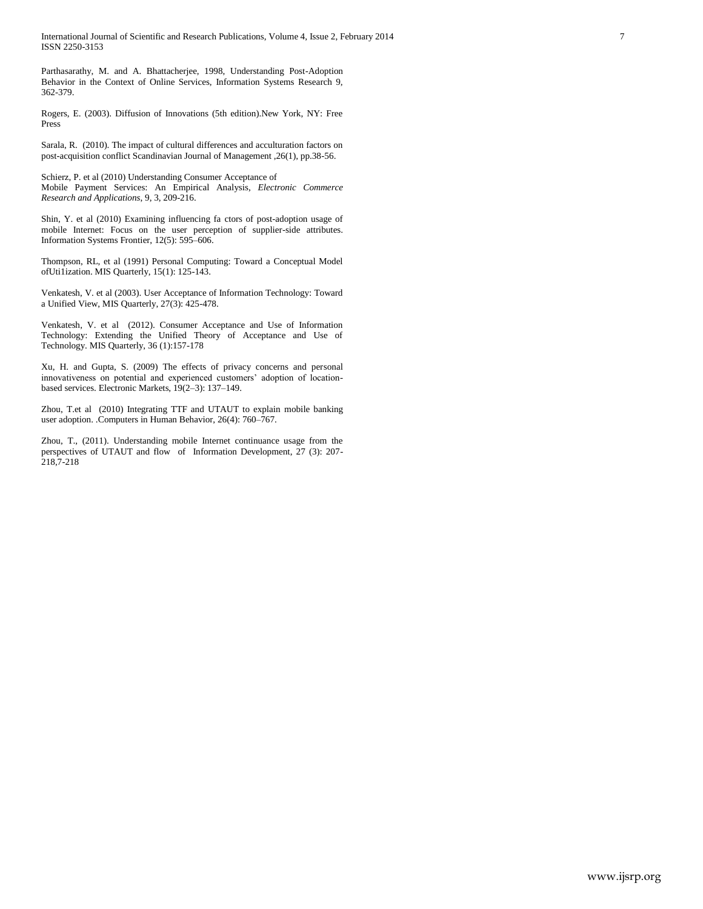Parthasarathy, M. and A. Bhattacherjee, 1998, Understanding Post-Adoption Behavior in the Context of Online Services, Information Systems Research 9, 362-379.

Rogers, E. (2003). Diffusion of Innovations (5th edition).New York, NY: Free Press

Sarala, R. (2010). The impact of cultural differences and acculturation factors on post-acquisition conflict Scandinavian Journal of Management ,26(1), pp.38-56.

Schierz, P. et al (2010) Understanding Consumer Acceptance of Mobile Payment Services: An Empirical Analysis, *Electronic Commerce Research and Applications*, 9, 3, 209-216.

Shin, Y. et al (2010) Examining influencing fa ctors of post-adoption usage of mobile Internet: Focus on the user perception of supplier-side attributes. Information Systems Frontier, 12(5): 595–606.

Thompson, RL, et al (1991) Personal Computing: Toward a Conceptual Model ofUti1ization. MIS Quarterly, 15(1): 125-143.

Venkatesh, V. et al (2003). User Acceptance of Information Technology: Toward a Unified View, MIS Quarterly, 27(3): 425-478.

Venkatesh, V. et al (2012). Consumer Acceptance and Use of Information Technology: Extending the Unified Theory of Acceptance and Use of Technology. MIS Quarterly, 36 (1):157-178

Xu, H. and Gupta, S. (2009) The effects of privacy concerns and personal innovativeness on potential and experienced customers' adoption of location-based services. Electronic Markets, 19(2–3): 137–149.

Zhou, T.et al (2010) Integrating TTF and UTAUT to explain mobile banking user adoption. .Computers in Human Behavior, 26(4): 760–767.

Zhou, T., (2011). Understanding mobile Internet continuance usage from the perspectives of UTAUT and flow of Information Development, 27 (3): 207-218,7-218